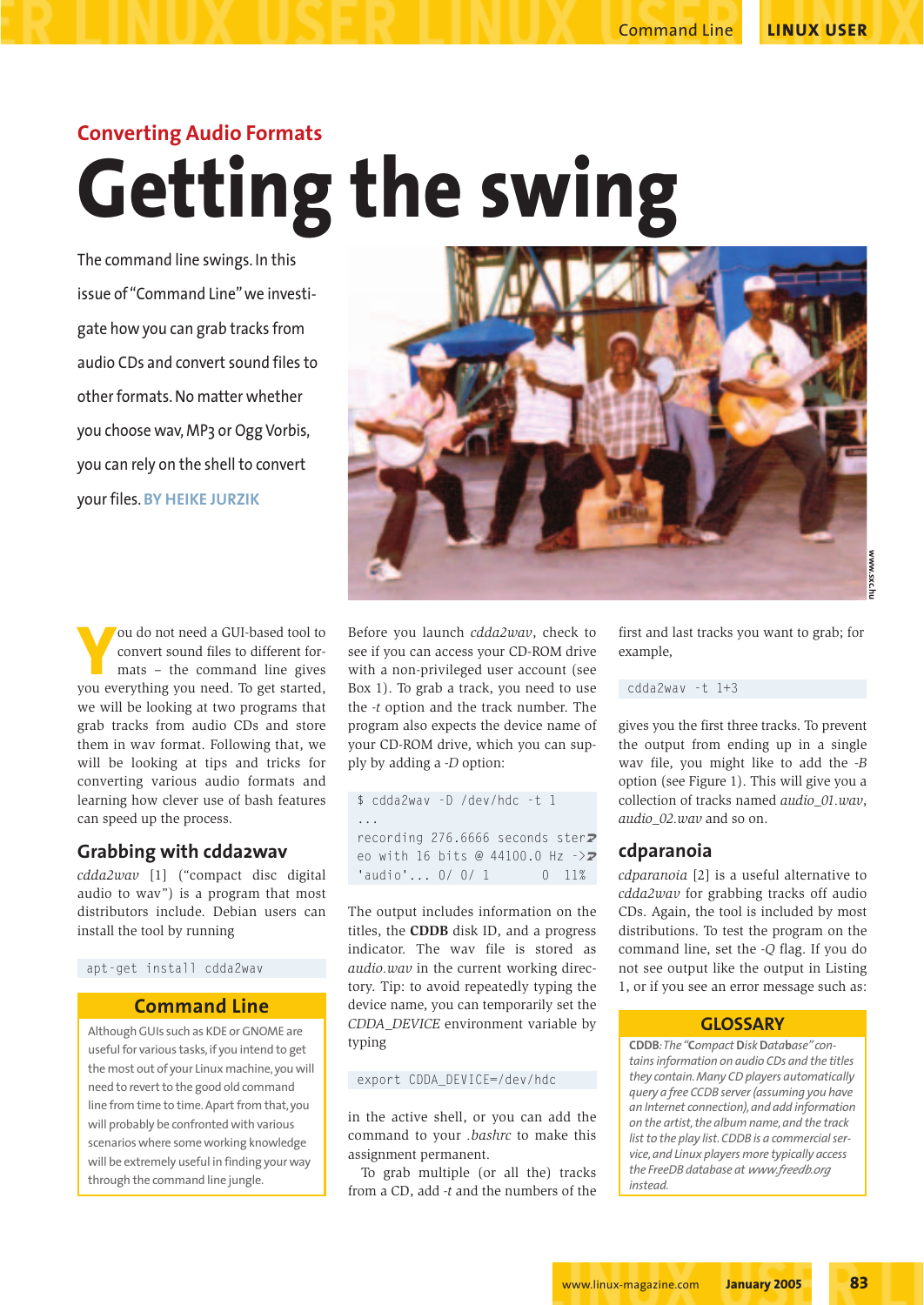## Converting Audio Formats

# Getting the swing

The command line swings. In this issue of "Command Line" we investigate how you can grab tracks from audio CDs and convert sound files to other formats. No matter whether you choose wav, MP3 or Ogg Vorbis, you can rely on the shell to convert your files. **BY HEIKE JURZIK**

You do not need a GUI-based tool to convert sound files to different formats – the command line gives you everything you need. To get started, we will be looking at two programs that grab tracks from audio CDs and store them in wav format. Following that, we will be looking at tips and tricks for converting various audio formats and learning how clever use of bash features can speed up the process.

## Grabbing with cdda2wav

*cdda2wav* [1] ("compact disc digital audio to wav") is a program that most distributors include. Debian users can install the tool by running

```
apt-get install cdda2wav
```

Before you launch *cdda2wav*, check to see if you can access your CD-ROM drive with a non-privileged user account (see Box 1). To grab a track, you need to use the *-t* option and the track number. The program also expects the device name of your CD-ROM drive, which you can supply by adding a *-D* option:

```
$ cdda2wav -D /dev/hdc -t 1
...
recording 276.6666 seconds stereo with 16 bits @ 44100.0 Hz ->'audio'... 0/ 0/ 1         0  11%
```

The output includes information on the titles, the **CDDB** disk ID, and a progress indicator. The wav file is stored as *audio.wav* in the current working directory. Tip: to avoid repeatedly typing the device name, you can temporarily set the *CDDA_DEVICE* environment variable by typing

```
export CDDA_DEVICE=/dev/hdc
```

in the active shell, or you can add the command to your *.bashrc* to make this assignment permanent.

To grab multiple (or all the) tracks from a CD, add *-t* and the numbers of the first and last tracks you want to grab; for example,

```
cdda2wav -t 1+3
```

gives you the first three tracks. To prevent the output from ending up in a single wav file, you might like to add the *-B* option (see Figure 1). This will give you a collection of tracks named *audio_01.wav*, *audio_02.wav* and so on.

## cdparanoia

*cdparanoia* [2] is a useful alternative to *cdda2wav* for grabbing tracks off audio CDs. Again, the tool is included by most distributions. To test the program on the command line, set the *-Q* flag. If you do not see output like the output in Listing 1, or if you see an error message such as:

### Command Line

Although GUIs such as KDE or GNOME are useful for various tasks, if you intend to get the most out of your Linux machine, you will need to revert to the good old command line from time to time. Apart from that, you will probably be confronted with various scenarios where some working knowledge will be extremely useful in finding your way through the command line jungle.

### GLOSSARY

**CDDB**: *The "Compact Disk Database" contains information on audio CDs and the titles they contain. Many CD players automatically query a free CCDB server (assuming you have an Internet connection), and add information on the artist, the album name, and the track list to the play list. CDDB is a commercial service, and Linux players more typically access the FreeDB database at www.freedb.org instead.*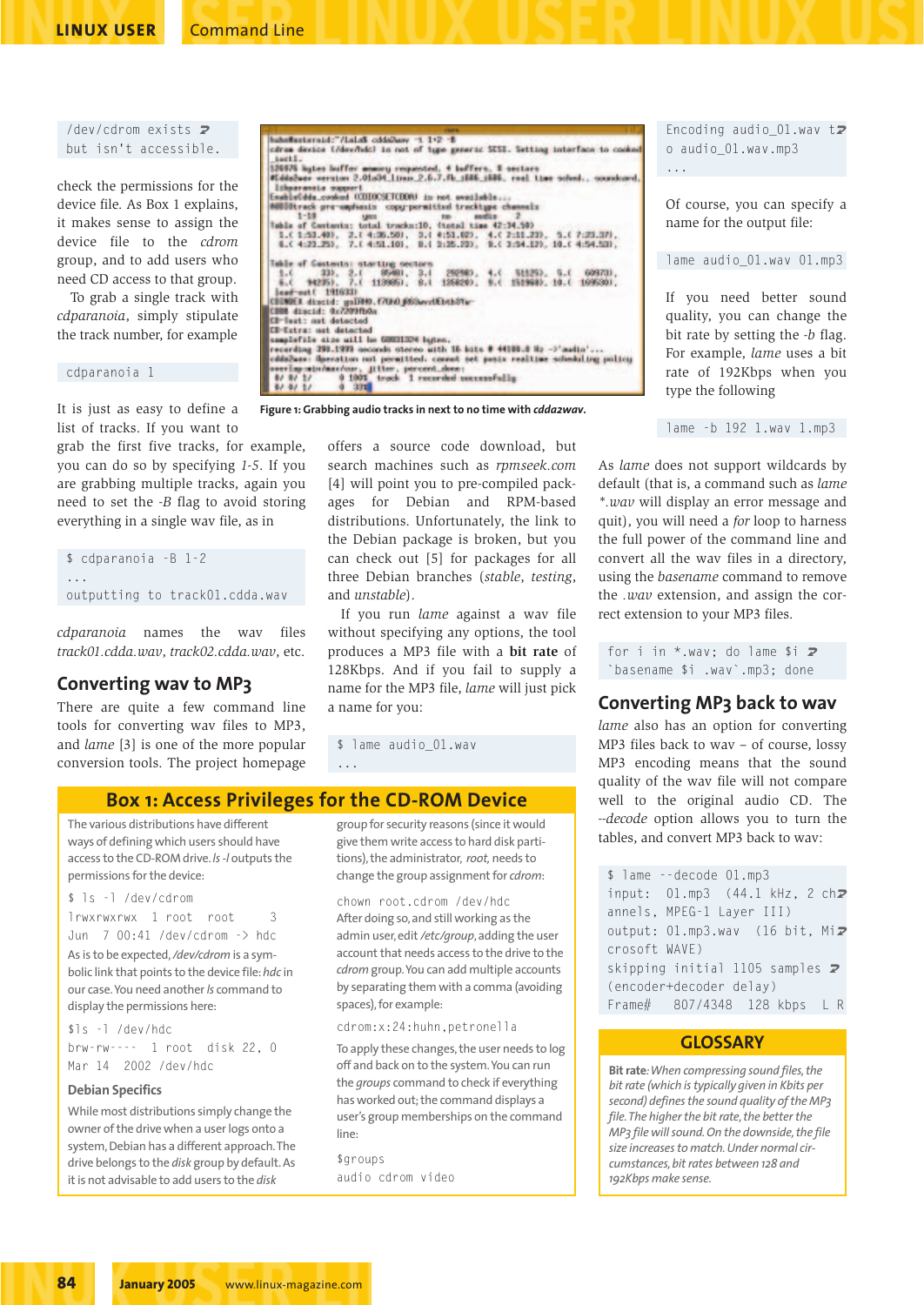```
/dev/cdrom exists but isn't accessible.
```

check the permissions for the device file. As Box 1 explains, it makes sense to assign the device file to the *cdrom* group, and to add users who need CD access to that group.

To grab a single track with *cdparanoia*, simply stipulate the track number, for example

```
cdparanoia 1
```

It is just as easy to define a list of tracks. If you want to grab the first five tracks, for example, you can do so by specifying *1-5*. If you are grabbing multiple tracks, again you need to set the *-B* flag to avoid storing everything in a single wav file, as in

```
$ cdparanoia -B 1-2
...
outputting to track01.cdda.wav
```

*cdparanoia* names the wav files *track01.cdda.wav*, *track02.cdda.wav*, etc.

Figure 1: Grabbing audio tracks in next to no time with *cdda2wav*.

## Converting wav to MP3

There are quite a few command line tools for converting wav files to MP3, and *lame* [3] is one of the more popular conversion tools. The project homepage offers a source code download, but search machines such as *rpmseek.com* [4] will point you to pre-compiled packages for Debian and RPM-based distributions. Unfortunately, the link to the Debian package is broken, but you can check out [5] for packages for all three Debian branches (*stable*, *testing*, and *unstable*).

If you run *lame* against a wav file without specifying any options, the tool produces a MP3 file with a **bit rate** of 128Kbps. And if you fail to supply a name for the MP3 file, *lame* will just pick a name for you:

```
$ lame audio_01.wav
...
Encoding audio_01.wav to audio_01.wav.mp3
...
```

Of course, you can specify a name for the output file:

```
lame audio_01.wav 01.mp3
```

If you need better sound quality, you can change the bit rate by setting the *-b* flag. For example, *lame* uses a bit rate of 192Kbps when you type the following

```
lame -b 192 1.wav 1.mp3
```

As *lame* does not support wildcards by default (that is, a command such as *lame \*.wav* will display an error message and quit), you will need a *for* loop to harness the full power of the command line and convert all the wav files in a directory, using the *basename* command to remove the *.wav* extension, and assign the correct extension to your MP3 files.

```
for i in *.wav; do lame $i `basename $i .wav`.mp3; done
```

## Converting MP3 back to wav

*lame* also has an option for converting MP3 files back to wav – of course, lossy MP3 encoding means that the sound quality of the wav file will not compare well to the original audio CD. The *--decode* option allows you to turn the tables, and convert MP3 back to wav:

```
$ lame --decode 01.mp3
input: 01.mp3 (44.1 kHz, 2 channels, MPEG-1 Layer III)
output: 01.mp3.wav (16 bit, Microsoft WAVE)
skipping initial 1105 samples (encoder+decoder delay)
Frame# 807/4348 128 kbps L R
```

## Box 1: Access Privileges for the CD-ROM Device

The various distributions have different ways of defining which users should have access to the CD-ROM drive. *ls -l* outputs the permissions for the device:

```
$ ls -l /dev/cdrom
lrwxrwxrwx 1 root root 3 Jun 7 00:41 /dev/cdrom -> hdc
```

As is to be expected, */dev/cdrom* is a symbolic link that points to the device file: *hdc* in our case. You need another *ls* command to display the permissions here:

```
$ls -l /dev/hdc
brw-rw---- 1 root disk 22, 0 Mar 14 2002 /dev/hdc
```

### Debian Specifics

While most distributions simply change the owner of the drive when a user logs onto a system, Debian has a different approach. The drive belongs to the *disk* group by default. As it is not advisable to add users to the *disk* group for security reasons (since it would give them write access to hard disk partitions), the administrator, *root*, needs to change the group assignment for *cdrom*:

```
chown root.cdrom /dev/hdc
```

After doing so, and still working as the admin user, edit */etc/group*, adding the user account that needs access to the drive to the *cdrom* group. You can add multiple accounts by separating them with a comma (avoiding spaces), for example:

```
cdrom:x:24:huhn,petronella
```

To apply these changes, the user needs to log off and back on to the system. You can run the *groups* command to check if everything has worked out; the command displays a user's group memberships on the command line:

```
$groups
audio cdrom video
```

## GLOSSARY

**Bit rate**: *When compressing sound files, the bit rate (which is typically given in Kbits per second) defines the sound quality of the MP3 file. The higher the bit rate, the better the MP3 file will sound. On the downside, the file size increases to match. Under normal circumstances, bit rates between 128 and 192Kbps make sense.*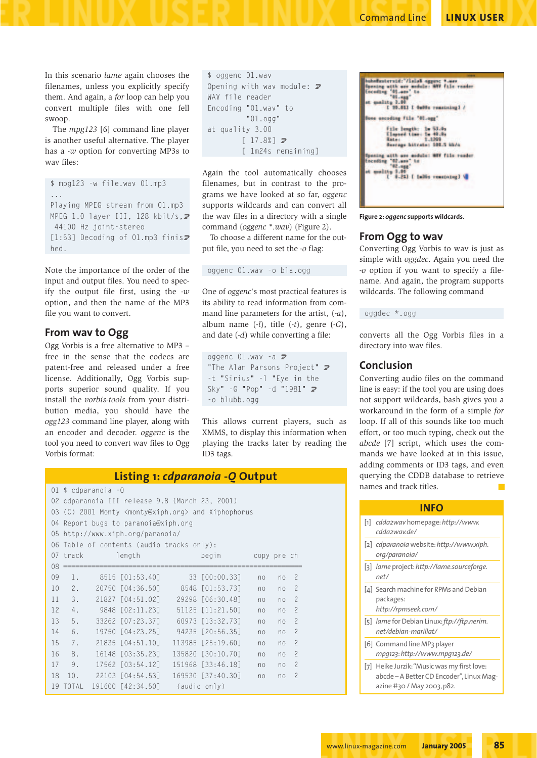In this scenario *lame* again chooses the filenames, unless you explicitly specify them. And again, a *for* loop can help you convert multiple files with one fell swoop.

The *mpg123* [6] command line player is another useful alternative. The player has a *-w* option for converting MP3s to wav files:

```
$ mpg123 -w file.wav 01.mp3
...
Playing MPEG stream from 01.mp3
MPEG 1.0 layer III, 128 kbit/s, 44100 Hz joint-stereo
[1:53] Decoding of 01.mp3 finished.
```

Note the importance of the order of the input and output files. You need to specify the output file first, using the *-w* option, and then the name of the MP3 file you want to convert.

## From wav to Ogg

Ogg Vorbis is a free alternative to MP3 – free in the sense that the codecs are patent-free and released under a free license. Additionally, Ogg Vorbis supports superior sound quality. If you install the *vorbis-tools* from your distribution media, you should have the *ogg123* command line player, along with an encoder and decoder. *oggenc* is the tool you need to convert wav files to Ogg Vorbis format:

```
$ oggenc 01.wav
Opening with wav module: WAV file reader
Encoding "01.wav" to
         "01.ogg"
at quality 3.00
        [ 17.8%] [ 1m24s remaining]
```

Again the tool automatically chooses filenames, but in contrast to the programs we have looked at so far, *oggenc* supports wildcards and can convert all the wav files in a directory with a single command (*oggenc \*.wav*) (Figure 2).

To choose a different name for the output file, you need to set the *-o* flag:

```
oggenc 01.wav -o bla.ogg
```

One of *oggenc*'s most practical features is its ability to read information from command line parameters for the artist, (*-a*), album name (*-l*), title (*-t*), genre (*-G*), and date (*-d*) while converting a file:

```
oggenc 01.wav -a "The Alan Parsons Project" -t "Sirius" -l "Eye in the Sky" -G "Pop" -d "1981" -o blubb.ogg
```

This allows current players, such as XMMS, to display this information when playing the tracks later by reading the ID3 tags.

**Figure 2:** ***oggenc*** **supports wildcards.**

## From Ogg to wav

Converting Ogg Vorbis to wav is just as simple with *oggdec*. Again you need the *-o* option if you want to specify a filename. And again, the program supports wildcards. The following command

```
oggdec *.ogg
```

converts all the Ogg Vorbis files in a directory into wav files.

## Conclusion

Converting audio files on the command line is easy: if the tool you are using does not support wildcards, bash gives you a workaround in the form of a simple *for* loop. If all of this sounds like too much effort, or too much typing, check out the *abcde* [7] script, which uses the commands we have looked at in this issue, adding comments or ID3 tags, and even querying the CDDB database to retrieve names and track titles.

### Listing 1: *cdparanoia -Q* Output

```
01 $ cdparanoia -Q
02 cdparanoia III release 9.8 (March 23, 2001)
03 (C) 2001 Monty <monty@xiph.org> and Xiphophorus
04 Report bugs to paranoia@xiph.org
05 http://www.xiph.org/paranoia/
06 Table of contents (audio tracks only):
07 track        length              begin          copy pre ch
08 ============================================================
09   1.     8515 [01:53.40]      33 [00:00.33]    no   no  2
10   2.    20750 [04:36.50]    8548 [01:53.73]    no   no  2
11   3.    21827 [04:51.02]   29298 [06:30.48]    no   no  2
12   4.     9848 [02:11.23]   51125 [11:21.50]    no   no  2
13   5.    33262 [07:23.37]   60973 [13:32.73]    no   no  2
14   6.    19750 [04:23.25]   94235 [20:56.35]    no   no  2
15   7.    21835 [04:51.10]  113985 [25:19.60]    no   no  2
16   8.    16148 [03:35.23]  135820 [30:10.70]    no   no  2
17   9.    17562 [03:54.12]  151968 [33:46.18]    no   no  2
18  10.    22103 [04:54.53]  169530 [37:40.30]    no   no  2
19 TOTAL  191600 [42:34.50]    (audio only)
```

### INFO

[1] *cdda2wav* homepage: *http://www.cdda2wav.de/*

[2] *cdparanoia* website: *http://www.xiph.org/paranoia/*

[3] *lame* project: *http://lame.sourceforge.net/*

[4] Search machine for RPMs and Debian packages: *http://rpmseek.com/*

[5] *lame* for Debian Linux: *ftp://ftp.nerim.net/debian-marillat/*

[6] Command line MP3 player *mpg123*: *http://www.mpg123.de/*

[7] Heike Jurzik: "Music was my first love: abcde – A Better CD Encoder", Linux Magazine #30 / May 2003, p82.